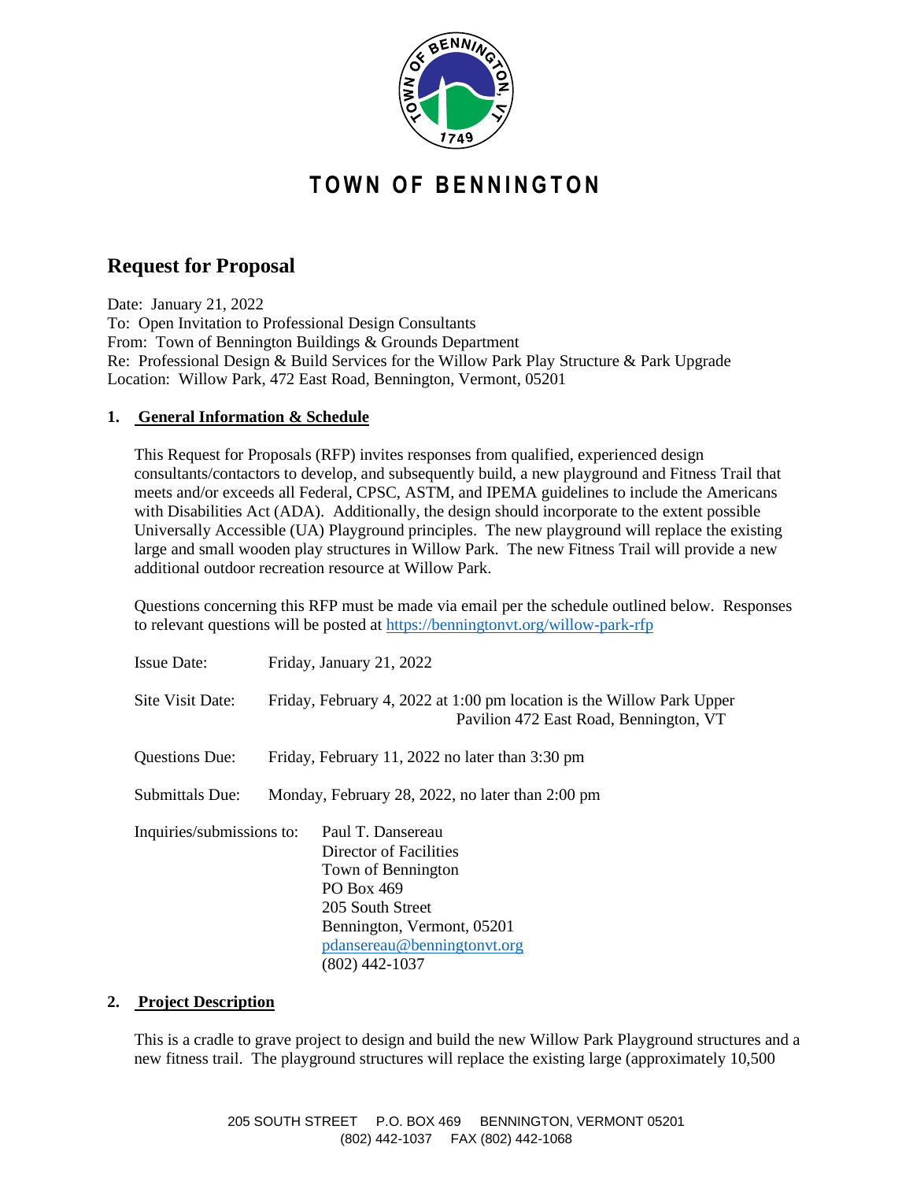# TOWN OF BENNINGTON

## Request for Proposal

Date: January 21, 2022
To: Open Invitation to Professional Design Consultants
From: Town of Bennington Buildings & Grounds Department
Re: Professional Design & Build Services for the Willow Park Play Structure & Park Upgrade
Location: Willow Park, 472 East Road, Bennington, Vermont, 05201

### 1. General Information & Schedule

This Request for Proposals (RFP) invites responses from qualified, experienced design consultants/contactors to develop, and subsequently build, a new playground and Fitness Trail that meets and/or exceeds all Federal, CPSC, ASTM, and IPEMA guidelines to include the Americans with Disabilities Act (ADA). Additionally, the design should incorporate to the extent possible Universally Accessible (UA) Playground principles. The new playground will replace the existing large and small wooden play structures in Willow Park. The new Fitness Trail will provide a new additional outdoor recreation resource at Willow Park.

Questions concerning this RFP must be made via email per the schedule outlined below. Responses to relevant questions will be posted at https://benningtonvt.org/willow-park-rfp

Issue Date: Friday, January 21, 2022

Site Visit Date: Friday, February 4, 2022 at 1:00 pm location is the Willow Park Upper Pavilion 472 East Road, Bennington, VT

Questions Due: Friday, February 11, 2022 no later than 3:30 pm

Submittals Due: Monday, February 28, 2022, no later than 2:00 pm

Inquiries/submissions to:
Paul T. Dansereau
Director of Facilities
Town of Bennington
PO Box 469
205 South Street
Bennington, Vermont, 05201
pdansereau@benningtonvt.org
(802) 442-1037

### 2. Project Description

This is a cradle to grave project to design and build the new Willow Park Playground structures and a new fitness trail. The playground structures will replace the existing large (approximately 10,500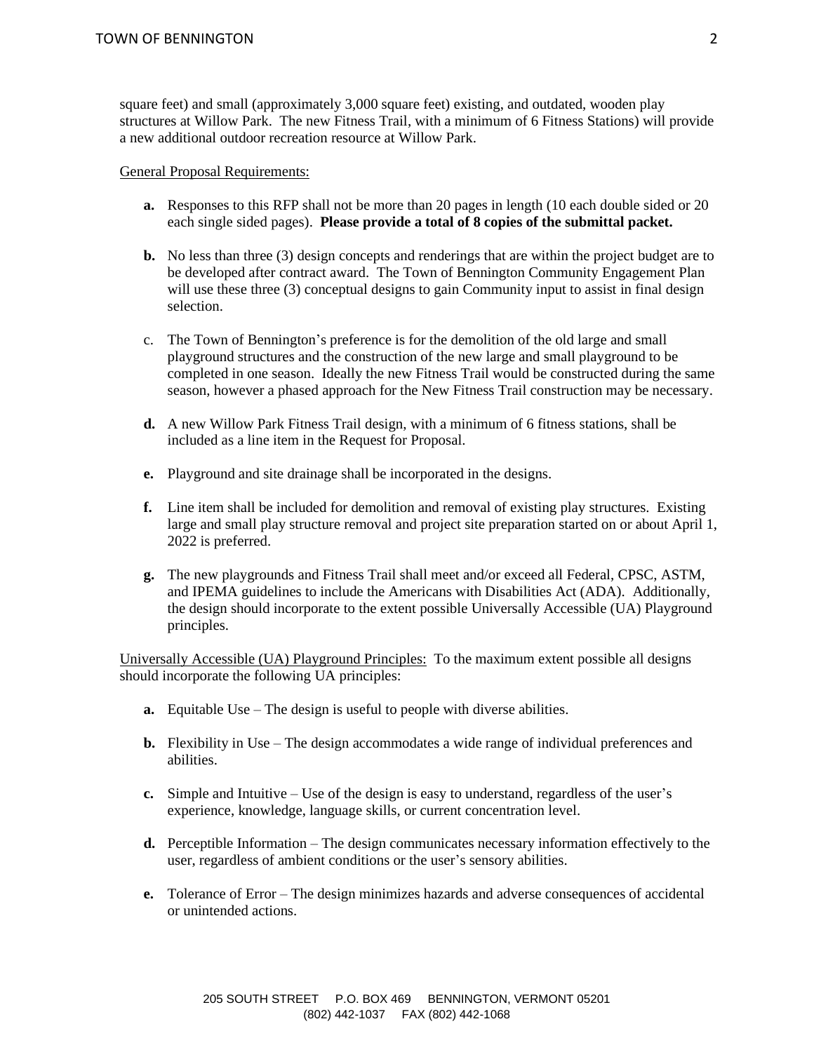square feet) and small (approximately 3,000 square feet) existing, and outdated, wooden play structures at Willow Park. The new Fitness Trail, with a minimum of 6 Fitness Stations) will provide a new additional outdoor recreation resource at Willow Park.

General Proposal Requirements:

- **a.** Responses to this RFP shall not be more than 20 pages in length (10 each double sided or 20 each single sided pages). **Please provide a total of 8 copies of the submittal packet.**
- **b.** No less than three (3) design concepts and renderings that are within the project budget are to be developed after contract award. The Town of Bennington Community Engagement Plan will use these three (3) conceptual designs to gain Community input to assist in final design selection.
- c. The Town of Bennington's preference is for the demolition of the old large and small playground structures and the construction of the new large and small playground to be completed in one season. Ideally the new Fitness Trail would be constructed during the same season, however a phased approach for the New Fitness Trail construction may be necessary.
- **d.** A new Willow Park Fitness Trail design, with a minimum of 6 fitness stations, shall be included as a line item in the Request for Proposal.
- **e.** Playground and site drainage shall be incorporated in the designs.
- **f.** Line item shall be included for demolition and removal of existing play structures. Existing large and small play structure removal and project site preparation started on or about April 1, 2022 is preferred.
- **g.** The new playgrounds and Fitness Trail shall meet and/or exceed all Federal, CPSC, ASTM, and IPEMA guidelines to include the Americans with Disabilities Act (ADA). Additionally, the design should incorporate to the extent possible Universally Accessible (UA) Playground principles.

Universally Accessible (UA) Playground Principles: To the maximum extent possible all designs should incorporate the following UA principles:

- **a.** Equitable Use – The design is useful to people with diverse abilities.
- **b.** Flexibility in Use – The design accommodates a wide range of individual preferences and abilities.
- **c.** Simple and Intuitive – Use of the design is easy to understand, regardless of the user's experience, knowledge, language skills, or current concentration level.
- **d.** Perceptible Information – The design communicates necessary information effectively to the user, regardless of ambient conditions or the user's sensory abilities.
- **e.** Tolerance of Error – The design minimizes hazards and adverse consequences of accidental or unintended actions.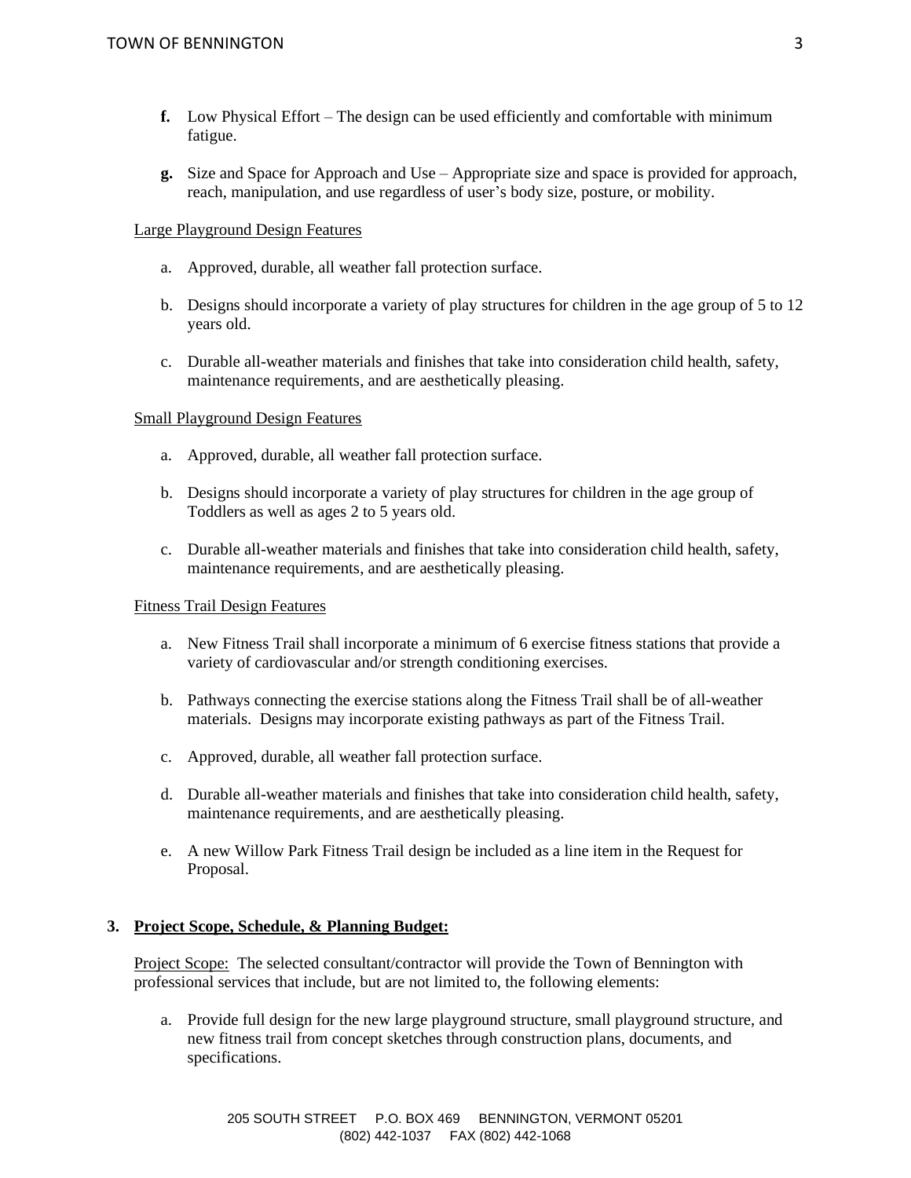**f.** Low Physical Effort – The design can be used efficiently and comfortable with minimum fatigue.

**g.** Size and Space for Approach and Use – Appropriate size and space is provided for approach, reach, manipulation, and use regardless of user's body size, posture, or mobility.

Large Playground Design Features

a. Approved, durable, all weather fall protection surface.

b. Designs should incorporate a variety of play structures for children in the age group of 5 to 12 years old.

c. Durable all-weather materials and finishes that take into consideration child health, safety, maintenance requirements, and are aesthetically pleasing.

Small Playground Design Features

a. Approved, durable, all weather fall protection surface.

b. Designs should incorporate a variety of play structures for children in the age group of Toddlers as well as ages 2 to 5 years old.

c. Durable all-weather materials and finishes that take into consideration child health, safety, maintenance requirements, and are aesthetically pleasing.

Fitness Trail Design Features

a. New Fitness Trail shall incorporate a minimum of 6 exercise fitness stations that provide a variety of cardiovascular and/or strength conditioning exercises.

b. Pathways connecting the exercise stations along the Fitness Trail shall be of all-weather materials. Designs may incorporate existing pathways as part of the Fitness Trail.

c. Approved, durable, all weather fall protection surface.

d. Durable all-weather materials and finishes that take into consideration child health, safety, maintenance requirements, and are aesthetically pleasing.

e. A new Willow Park Fitness Trail design be included as a line item in the Request for Proposal.

## 3. Project Scope, Schedule, & Planning Budget:

Project Scope: The selected consultant/contractor will provide the Town of Bennington with professional services that include, but are not limited to, the following elements:

a. Provide full design for the new large playground structure, small playground structure, and new fitness trail from concept sketches through construction plans, documents, and specifications.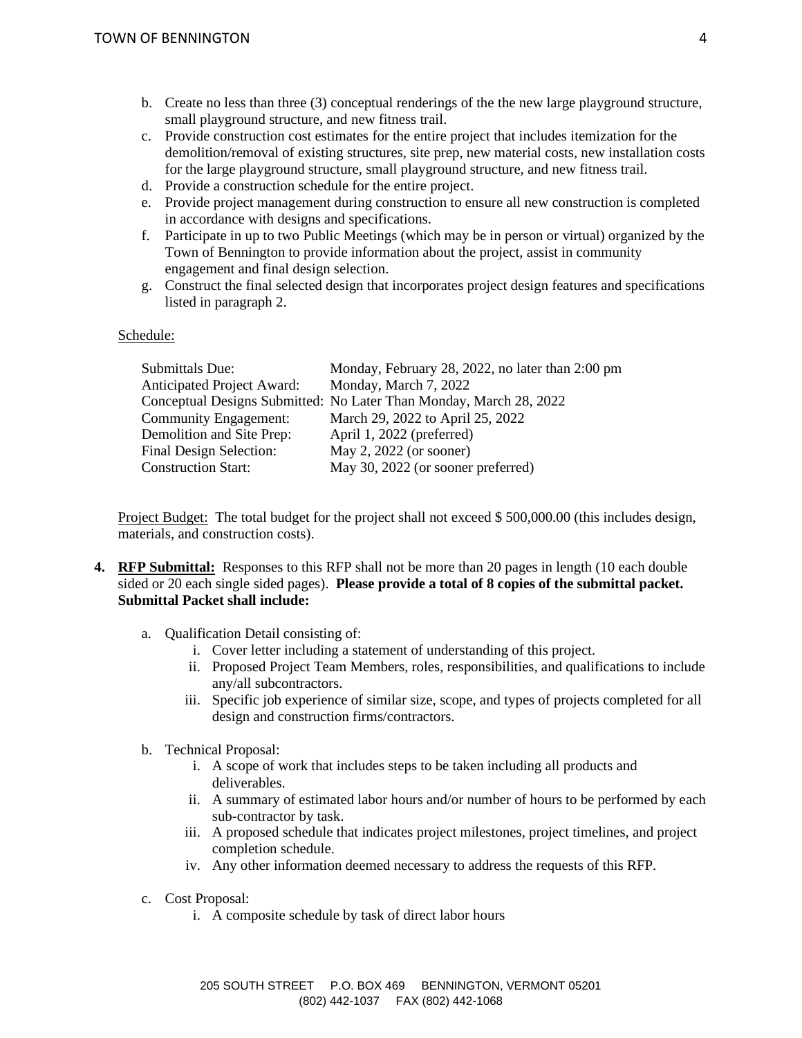b. Create no less than three (3) conceptual renderings of the the new large playground structure, small playground structure, and new fitness trail.
c. Provide construction cost estimates for the entire project that includes itemization for the demolition/removal of existing structures, site prep, new material costs, new installation costs for the large playground structure, small playground structure, and new fitness trail.
d. Provide a construction schedule for the entire project.
e. Provide project management during construction to ensure all new construction is completed in accordance with designs and specifications.
f. Participate in up to two Public Meetings (which may be in person or virtual) organized by the Town of Bennington to provide information about the project, assist in community engagement and final design selection.
g. Construct the final selected design that incorporates project design features and specifications listed in paragraph 2.

<u>Schedule:</u>

| | |
|---|---|
| Submittals Due: | Monday, February 28, 2022, no later than 2:00 pm |
| Anticipated Project Award: | Monday, March 7, 2022 |
| Conceptual Designs Submitted: | No Later Than Monday, March 28, 2022 |
| Community Engagement: | March 29, 2022 to April 25, 2022 |
| Demolition and Site Prep: | April 1, 2022 (preferred) |
| Final Design Selection: | May 2, 2022 (or sooner) |
| Construction Start: | May 30, 2022 (or sooner preferred) |

<u>Project Budget:</u> The total budget for the project shall not exceed $ 500,000.00 (this includes design, materials, and construction costs).

4. **<u>RFP Submittal:</u>** Responses to this RFP shall not be more than 20 pages in length (10 each double sided or 20 each single sided pages). **Please provide a total of 8 copies of the submittal packet. Submittal Packet shall include:**

   a. Qualification Detail consisting of:
      i. Cover letter including a statement of understanding of this project.
      ii. Proposed Project Team Members, roles, responsibilities, and qualifications to include any/all subcontractors.
      iii. Specific job experience of similar size, scope, and types of projects completed for all design and construction firms/contractors.

   b. Technical Proposal:
      i. A scope of work that includes steps to be taken including all products and deliverables.
      ii. A summary of estimated labor hours and/or number of hours to be performed by each sub-contractor by task.
      iii. A proposed schedule that indicates project milestones, project timelines, and project completion schedule.
      iv. Any other information deemed necessary to address the requests of this RFP.

   c. Cost Proposal:
      i. A composite schedule by task of direct labor hours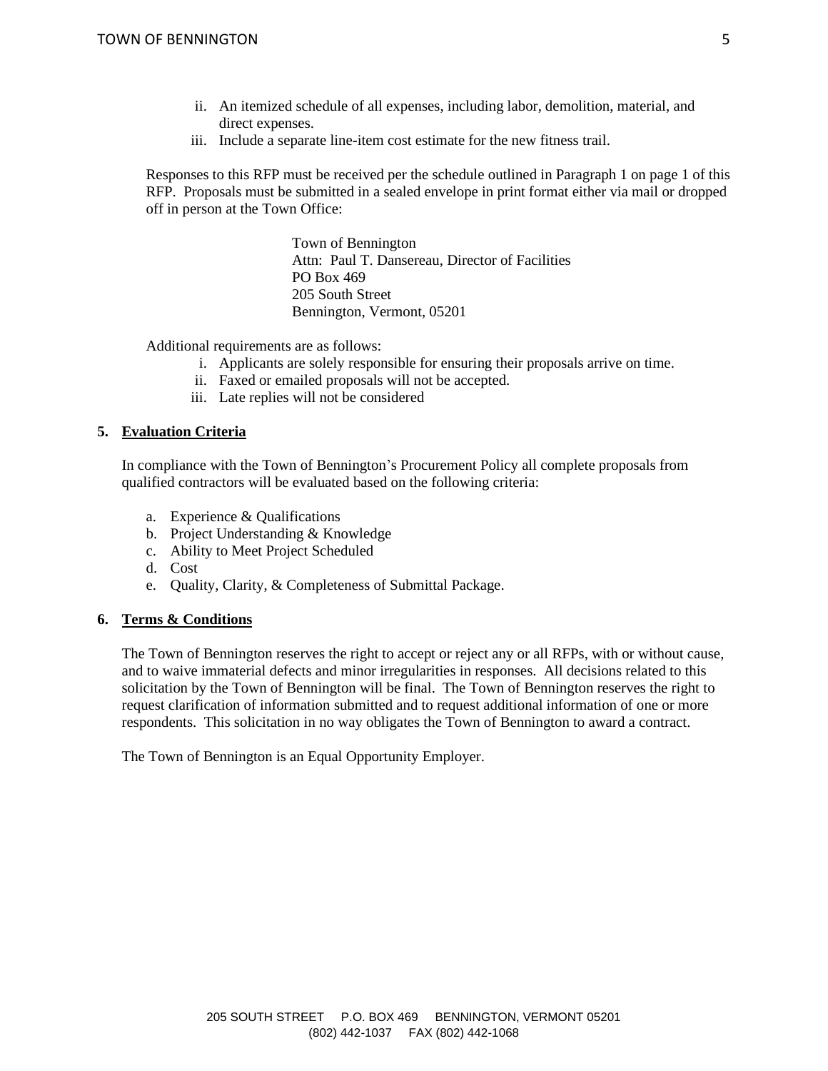ii. An itemized schedule of all expenses, including labor, demolition, material, and direct expenses.
iii. Include a separate line-item cost estimate for the new fitness trail.

Responses to this RFP must be received per the schedule outlined in Paragraph 1 on page 1 of this RFP. Proposals must be submitted in a sealed envelope in print format either via mail or dropped off in person at the Town Office:

Town of Bennington
Attn: Paul T. Dansereau, Director of Facilities
PO Box 469
205 South Street
Bennington, Vermont, 05201

Additional requirements are as follows:

i. Applicants are solely responsible for ensuring their proposals arrive on time.
ii. Faxed or emailed proposals will not be accepted.
iii. Late replies will not be considered

## 5. Evaluation Criteria

In compliance with the Town of Bennington's Procurement Policy all complete proposals from qualified contractors will be evaluated based on the following criteria:

a. Experience & Qualifications
b. Project Understanding & Knowledge
c. Ability to Meet Project Scheduled
d. Cost
e. Quality, Clarity, & Completeness of Submittal Package.

## 6. Terms & Conditions

The Town of Bennington reserves the right to accept or reject any or all RFPs, with or without cause, and to waive immaterial defects and minor irregularities in responses. All decisions related to this solicitation by the Town of Bennington will be final. The Town of Bennington reserves the right to request clarification of information submitted and to request additional information of one or more respondents. This solicitation in no way obligates the Town of Bennington to award a contract.

The Town of Bennington is an Equal Opportunity Employer.